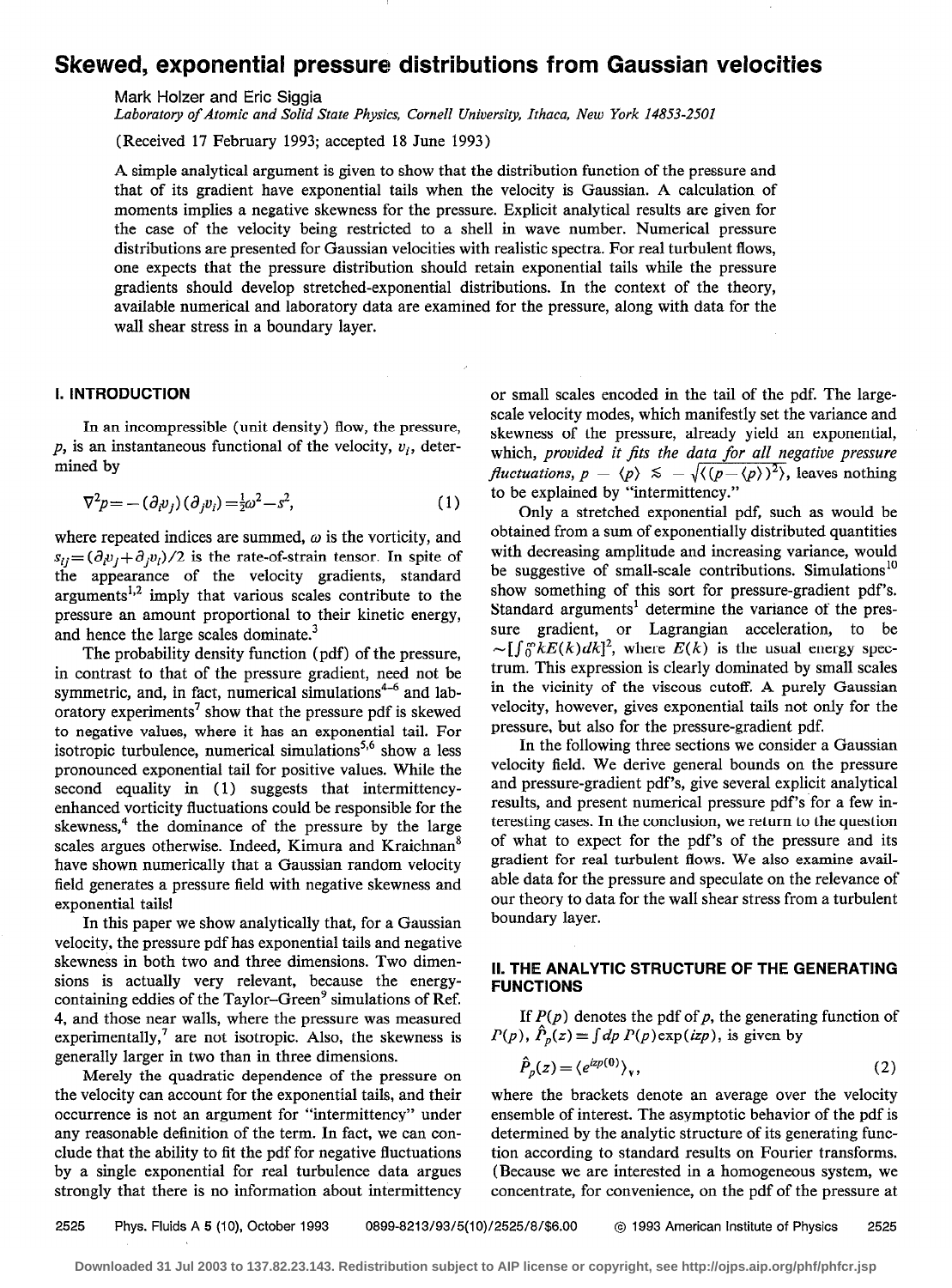# Skewed, exponential pressure distributions from Gaussian velocities

Mark Holzer and Eric Siggia

*Laboratory of Atomic and Solid State Physics, Cornell University, Ithaca, New York 14853-2501*

(Received 17 February 1993; accepted 18 June 1993)

A simple analytical argument is given to show that the distribution function of the pressure and that of its gradient have exponential tails when the velocity is Gaussian. A calculation of moments implies a negative skewness for the pressure. Explicit analytical results are given for the case of the velocity being restricted to a shell in wave number. Numerical pressure distributions are presented for Gaussian velocities with realistic spectra. For real turbulent flows, one expects that the pressure distribution should retain exponential tails while the pressure gradients should develop stretched-exponential distributions. In the context of the theory, available numerical and laboratory data are examined for the pressure, along with data for the wall shear stress in a boundary layer.

## I. INTRODUCTION

In an incompressible (unit density) flow, the pressure, $p$, is an instantaneous functional of the velocity, $v_i$, determined by

$$\nabla^2 p = -(\partial_i v_j)(\partial_j v_i) = \tfrac{1}{2}\omega^2 - s^2, \tag{1}$$

where repeated indices are summed, $\omega$ is the vorticity, and $s_{ij} = (\partial_i v_j + \partial_j v_i)/2$ is the rate-of-strain tensor. In spite of the appearance of the velocity gradients, standard arguments[1,2] imply that various scales contribute to the pressure an amount proportional to their kinetic energy, and hence the large scales dominate.[3]

The probability density function (pdf) of the pressure, in contrast to that of the pressure gradient, need not be symmetric, and, in fact, numerical simulations[4–6] and laboratory experiments[7] show that the pressure pdf is skewed to negative values, where it has an exponential tail. For isotropic turbulence, numerical simulations[5,6] show a less pronounced exponential tail for positive values. While the second equality in (1) suggests that intermittency-enhanced vorticity fluctuations could be responsible for the skewness,[4] the dominance of the pressure by the large scales argues otherwise. Indeed, Kimura and Kraichnan[8] have shown numerically that a Gaussian random velocity field generates a pressure field with negative skewness and exponential tails!

In this paper we show analytically that, for a Gaussian velocity, the pressure pdf has exponential tails and negative skewness in both two and three dimensions. Two dimensions is actually very relevant, because the energy-containing eddies of the Taylor–Green[9] simulations of Ref. 4, and those near walls, where the pressure was measured experimentally,[7] are not isotropic. Also, the skewness is generally larger in two than in three dimensions.

Merely the quadratic dependence of the pressure on the velocity can account for the exponential tails, and their occurrence is not an argument for "intermittency" under any reasonable definition of the term. In fact, we can conclude that the ability to fit the pdf for negative fluctuations by a single exponential for real turbulence data argues strongly that there is no information about intermittency or small scales encoded in the tail of the pdf. The large-scale velocity modes, which manifestly set the variance and skewness of the pressure, already yield an exponential, which, *provided it fits the data for all negative pressure fluctuations,* $p - \langle p\rangle \lesssim -\sqrt{\langle (p-\langle p\rangle)^2\rangle}$, leaves nothing to be explained by "intermittency."

Only a stretched exponential pdf, such as would be obtained from a sum of exponentially distributed quantities with decreasing amplitude and increasing variance, would be suggestive of small-scale contributions. Simulations[10] show something of this sort for pressure-gradient pdf's. Standard arguments[1] determine the variance of the pressure gradient, or Lagrangian acceleration, to be $\sim[\int_0^\infty kE(k)dk]^2$, where $E(k)$ is the usual energy spectrum. This expression is clearly dominated by small scales in the vicinity of the viscous cutoff. A purely Gaussian velocity, however, gives exponential tails not only for the pressure, but also for the pressure-gradient pdf.

In the following three sections we consider a Gaussian velocity field. We derive general bounds on the pressure and pressure-gradient pdf's, give several explicit analytical results, and present numerical pressure pdf's for a few interesting cases. In the conclusion, we return to the question of what to expect for the pdf's of the pressure and its gradient for real turbulent flows. We also examine available data for the pressure and speculate on the relevance of our theory to data for the wall shear stress from a turbulent boundary layer.

## II. THE ANALYTIC STRUCTURE OF THE GENERATING FUNCTIONS

If $P(p)$ denotes the pdf of $p$, the generating function of $P(p)$, $\hat{P}_p(z) = \int dp\, P(p)\exp(izp)$, is given by

$$\hat{P}_p(z) = \langle e^{izp(0)}\rangle_v, \tag{2}$$

where the brackets denote an average over the velocity ensemble of interest. The asymptotic behavior of the pdf is determined by the analytic structure of its generating function according to standard results on Fourier transforms. (Because we are interested in a homogeneous system, we concentrate, for convenience, on the pdf of the pressure at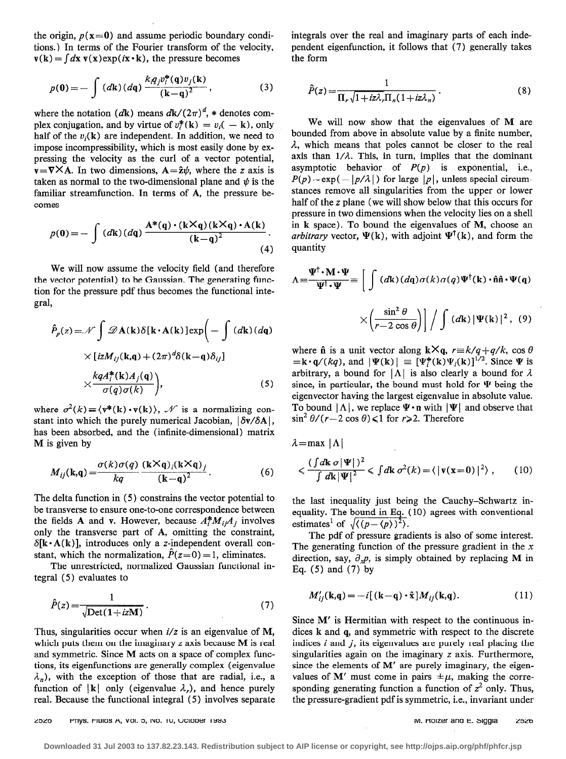the origin, $p(\mathbf{x}=\mathbf{0})$ and assume periodic boundary conditions.) In terms of the Fourier transform of the velocity, $\mathbf{v}(\mathbf{k}) = \int d\mathbf{x}\, \mathbf{v}(\mathbf{x}) \exp(i\mathbf{x}\cdot\mathbf{k})$, the pressure becomes

$$p(\mathbf{0}) = -\int (d\mathbf{k})(d\mathbf{q})\, \frac{k_i q_j v_i^*(\mathbf{q}) v_j(\mathbf{k})}{(\mathbf{k}-\mathbf{q})^2}, \tag{3}$$

where the notation $(d\mathbf{k})$ means $d\mathbf{k}/(2\pi)^d$, $*$ denotes complex conjugation, and by virtue of $v_i^*(\mathbf{k}) = v_i(-\mathbf{k})$, only half of the $v_i(\mathbf{k})$ are independent. In addition, we need to impose incompressibility, which is most easily done by expressing the velocity as the curl of a vector potential, $\mathbf{v} = \nabla \times \mathbf{A}$. In two dimensions, $\mathbf{A} = \hat{\mathbf{z}}\psi$, where the $z$ axis is taken as normal to the two-dimensional plane and $\psi$ is the familiar streamfunction. In terms of $\mathbf{A}$, the pressure becomes

$$p(\mathbf{0}) = -\int (d\mathbf{k})(d\mathbf{q})\, \frac{\mathbf{A}^*(\mathbf{q})\cdot(\mathbf{k}\times\mathbf{q})(\mathbf{k}\times\mathbf{q})\cdot\mathbf{A}(\mathbf{k})}{(\mathbf{k}-\mathbf{q})^2}. \tag{4}$$

We will now assume the velocity field (and therefore the vector potential) to be Gaussian. The generating function for the pressure pdf thus becomes the functional integral,

$$\hat{P}_p(z) = \mathcal{N} \int \mathscr{D}\mathbf{A}(\mathbf{k})\, \delta[\mathbf{k}\cdot\mathbf{A}(\mathbf{k})] \exp\bigg( -\int (d\mathbf{k})(d\mathbf{q}) \times [izM_{ij}(\mathbf{k},\mathbf{q}) + (2\pi)^d \delta(\mathbf{k}-\mathbf{q})\delta_{ij}] \times \frac{kq A_i^*(\mathbf{k}) A_j(\mathbf{q})}{\sigma(q)\sigma(k)} \bigg), \tag{5}$$

where $\sigma^2(k) \equiv \langle \mathbf{v}^*(\mathbf{k})\cdot\mathbf{v}(\mathbf{k})\rangle$, $\mathcal{N}$ is a normalizing constant into which the purely numerical Jacobian, $|\delta\mathbf{v}/\delta\mathbf{A}|$, has been absorbed, and the (infinite-dimensional) matrix $\mathbf{M}$ is given by

$$M_{ij}(\mathbf{k},\mathbf{q}) = \frac{\sigma(k)\sigma(q)}{kq}\, \frac{(\mathbf{k}\times\mathbf{q})_i (\mathbf{k}\times\mathbf{q})_j}{(\mathbf{k}-\mathbf{q})^2}. \tag{6}$$

The delta function in (5) constrains the vector potential to be transverse to ensure one-to-one correspondence between the fields $\mathbf{A}$ and $\mathbf{v}$. However, because $A_i^* M_{ij} A_j$ involves only the transverse part of $\mathbf{A}$, omitting the constraint, $\delta[\mathbf{k}\cdot\mathbf{A}(\mathbf{k})]$, introduces only a $z$-independent overall constant, which the normalization, $\hat{P}(z=0)=1$, eliminates.

The unrestricted, normalized Gaussian functional integral (5) evaluates to

$$\hat{P}(z) = \frac{1}{\sqrt{\mathrm{Det}(1+iz\mathbf{M})}}. \tag{7}$$

Thus, singularities occur when $i/z$ is an eigenvalue of $\mathbf{M}$, which puts them on the imaginary $z$ axis because $\mathbf{M}$ is real and symmetric. Since $\mathbf{M}$ acts on a space of complex functions, its eigenfunctions are generally complex (eigenvalue $\lambda_n$), with the exception of those that are radial, i.e., a function of $|\mathbf{k}|$ only (eigenvalue $\lambda_r$), and hence purely real. Because the functional integral (5) involves separate integrals over the real and imaginary parts of each independent eigenfunction, it follows that (7) generally takes the form

$$\hat{P}(z) = \frac{1}{\Pi_r \sqrt{1+iz\lambda_r}\, \Pi_n (1+iz\lambda_n)}. \tag{8}$$

We will now show that the eigenvalues of $\mathbf{M}$ are bounded from above in absolute value by a finite number, $\lambda$, which means that poles cannot be closer to the real axis than $1/\lambda$. This, in turn, implies that the dominant asymptotic behavior of $P(p)$ is exponential, i.e., $P(p) \sim \exp(-|p/\lambda|)$ for large $|p|$, unless special circumstances remove all singularities from the upper or lower half of the $z$ plane (we will show below that this occurs for pressure in two dimensions when the velocity lies on a shell in $\mathbf{k}$ space). To bound the eigenvalues of $\mathbf{M}$, choose an *arbitrary* vector, $\Psi(\mathbf{k})$, with adjoint $\Psi^\dagger(\mathbf{k})$, and form the quantity

$$\Lambda \equiv \frac{\Psi^\dagger\cdot\mathbf{M}\cdot\Psi}{\Psi^\dagger\cdot\Psi} = \bigg[ \int (d\mathbf{k})(d\mathbf{q})\, \sigma(k)\sigma(q)\, \Psi^\dagger(\mathbf{k})\cdot\hat{\mathbf{n}}\hat{\mathbf{n}}\cdot\Psi(\mathbf{q}) \times \left(\frac{\sin^2\theta}{r-2\cos\theta}\right)\bigg] \bigg/ \int (d\mathbf{k})\, |\Psi(\mathbf{k})|^2, \tag{9}$$

where $\hat{\mathbf{n}}$ is a unit vector along $\mathbf{k}\times\mathbf{q}$, $r \equiv k/q + q/k$, $\cos\theta = \mathbf{k}\cdot\mathbf{q}/(kq)$, and $|\Psi(\mathbf{k})| \equiv [\Psi_i^*(\mathbf{k})\Psi_i(\mathbf{k})]^{1/2}$. Since $\Psi$ is arbitrary, a bound for $|\Lambda|$ is also clearly a bound for $\lambda$ since, in particular, the bound must hold for $\Psi$ being the eigenvector having the largest eigenvalue in absolute value. To bound $|\Lambda|$, we replace $\Psi\cdot\mathbf{n}$ with $|\Psi|$ and observe that $\sin^2\theta/(r-2\cos\theta) \leqslant 1$ for $r \geqslant 2$. Therefore

$$\lambda = \max|\Lambda| \leqslant \frac{(\int d\mathbf{k}\, \sigma|\Psi|)^2}{\int d\mathbf{k}\, |\Psi|^2} \leqslant \int d\mathbf{k}\, \sigma^2(k) = \langle |\mathbf{v}(\mathbf{x}=\mathbf{0})|^2\rangle, \tag{10}$$

the last inequality just being the Cauchy–Schwartz inequality. The bound in Eq. (10) agrees with conventional estimates[1] of $\sqrt{\langle (p-\langle p\rangle)^2\rangle}$.

The pdf of pressure gradients is also of some interest. The generating function of the pressure gradient in the $x$ direction, say, $\partial_x p$, is simply obtained by replacing $\mathbf{M}$ in Eq. (5) and (7) by

$$M'_{ij}(\mathbf{k},\mathbf{q}) = -i[(\mathbf{k}-\mathbf{q})\cdot\hat{\mathbf{x}}] M_{ij}(\mathbf{k},\mathbf{q}). \tag{11}$$

Since $\mathbf{M}'$ is Hermitian with respect to the continuous indices $\mathbf{k}$ and $\mathbf{q}$, and symmetric with respect to the discrete indices $i$ and $j$, its eigenvalues are purely real placing the singularities again on the imaginary $z$ axis. Furthermore, since the elements of $\mathbf{M}'$ are purely imaginary, the eigenvalues of $\mathbf{M}'$ must come in pairs $\pm\mu$, making the corresponding generating function a function of $z^2$ only. Thus, the pressure-gradient pdf is symmetric, i.e., invariant under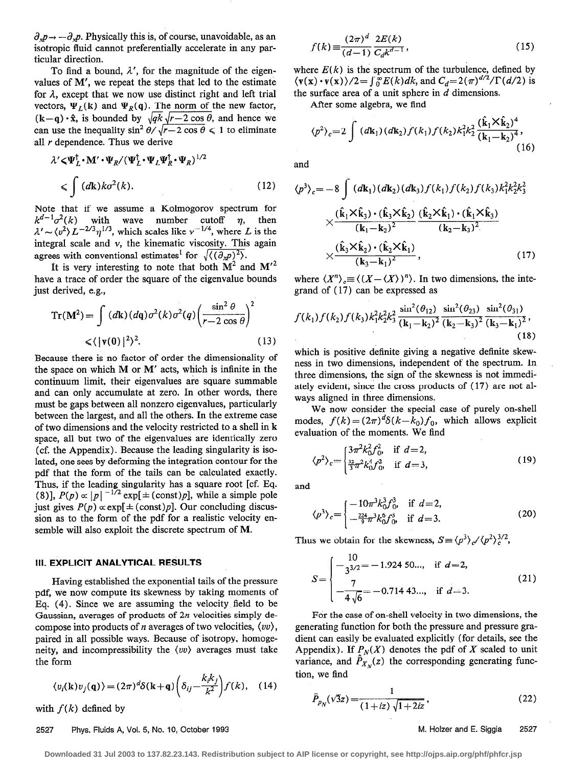$\partial_x p \to -\partial_x p$. Physically this is, of course, unavoidable, as an isotropic fluid cannot preferentially accelerate in any particular direction.

To find a bound, $\lambda'$, for the magnitude of the eigenvalues of $\mathbf{M}'$, we repeat the steps that led to the estimate for $\lambda$, except that we now use distinct right and left trial vectors, $\Psi_L(\mathbf{k})$ and $\Psi_R(\mathbf{q})$. The norm of the new factor, $(\mathbf{k}-\mathbf{q})\cdot\hat{\mathbf{x}}$, is bounded by $\sqrt{qk}\sqrt{r-2\cos\theta}$, and hence we can use the inequality $\sin^2\theta/\sqrt{r-2\cos\theta} \leqslant 1$ to eliminate all $r$ dependence. Thus we derive

$$\lambda' \leqslant \Psi_L^\dagger \cdot \mathbf{M}' \cdot \Psi_R / (\Psi_L^\dagger \cdot \Psi_L \Psi_R^\dagger \cdot \Psi_R)^{1/2}$$
$$\leqslant \int (d\mathbf{k}) k \sigma^2(k). \tag{12}$$

Note that if we assume a Kolmogorov spectrum for $k^{d-1}\sigma^2(k)$ with wave number cutoff $\eta$, then $\lambda' \sim \langle v^2 \rangle L^{-2/3} \eta^{1/3}$, which scales like $\nu^{-1/4}$, where $L$ is the integral scale and $\nu$, the kinematic viscosity. This again agrees with conventional estimates[1] for $\sqrt{\langle (\partial_x p)^2 \rangle}$.

It is very interesting to note that both $\mathbf{M}^2$ and $\mathbf{M}'^2$ have a trace of order the square of the eigenvalue bounds just derived, e.g.,

$$\mathrm{Tr}(\mathbf{M}^2) = \int (d\mathbf{k})(d\mathbf{q}) \sigma^2(k) \sigma^2(q) \left( \frac{\sin^2\theta}{r - 2\cos\theta} \right)^2$$
$$\leqslant (\langle |\mathbf{v}(0)|^2 \rangle)^2. \tag{13}$$

Because there is no factor of order the dimensionality of the space on which $\mathbf{M}$ or $\mathbf{M}'$ acts, which is infinite in the continuum limit, their eigenvalues are square summable and can only accumulate at zero. In other words, there must be gaps between all nonzero eigenvalues, particularly between the largest, and all the others. In the extreme case of two dimensions and the velocity restricted to a shell in $\mathbf{k}$ space, all but two of the eigenvalues are identically zero (cf. the Appendix). Because the leading singularity is isolated, one sees by deforming the integration contour for the pdf that the form of the tails can be calculated exactly. Thus, if the leading singularity has a square root [cf. Eq. (8)], $P(p) \propto |p|^{-1/2} \exp[\pm(\text{const})p]$, while a simple pole just gives $P(p) \propto \exp[\pm(\text{const})p]$. Our concluding discussion as to the form of the pdf for a realistic velocity ensemble will also exploit the discrete spectrum of $\mathbf{M}$.

## III. EXPLICIT ANALYTICAL RESULTS

Having established the exponential tails of the pressure pdf, we now compute its skewness by taking moments of Eq. (4). Since we are assuming the velocity field to be Gaussian, averages of products of $2n$ velocities simply decompose into products of $n$ averages of two velocities, $\langle vv \rangle$, paired in all possible ways. Because of isotropy, homogeneity, and incompressibility the $\langle vv \rangle$ averages must take the form

$$\langle v_i(\mathbf{k}) v_j(\mathbf{q}) \rangle = (2\pi)^d \delta(\mathbf{k}+\mathbf{q}) \left( \delta_{ij} - \frac{k_i k_j}{k^2} \right) f(k), \tag{14}$$

with $f(k)$ defined by

$$f(k) \equiv \frac{(2\pi)^d}{(d-1)} \frac{2E(k)}{C_d k^{d-1}}, \tag{15}$$

where $E(k)$ is the spectrum of the turbulence, defined by $\langle \mathbf{v}(\mathbf{x}) \cdot \mathbf{v}(\mathbf{x}) \rangle / 2 = \int_0^\infty E(k) dk$, and $C_d = 2(\pi)^{d/2}/\Gamma(d/2)$ is the surface area of a unit sphere in $d$ dimensions.

After some algebra, we find

$$\langle p^2 \rangle_c = 2 \int (d\mathbf{k}_1)(d\mathbf{k}_2) f(k_1) f(k_2) k_1^2 k_2^2 \frac{(\hat{\mathbf{k}}_1 \times \hat{\mathbf{k}}_2)^4}{(\mathbf{k}_1 - \mathbf{k}_2)^4}, \tag{16}$$

and

$$\langle p^3 \rangle_c = -8 \int (d\mathbf{k}_1)(d\mathbf{k}_2)(d\mathbf{k}_3) f(k_1) f(k_2) f(k_3) k_1^2 k_2^2 k_3^2$$
$$\times \frac{(\hat{\mathbf{k}}_1 \times \hat{\mathbf{k}}_3) \cdot (\hat{\mathbf{k}}_3 \times \hat{\mathbf{k}}_2)}{(\mathbf{k}_1 - \mathbf{k}_2)^2} \frac{(\hat{\mathbf{k}}_2 \times \hat{\mathbf{k}}_1) \cdot (\hat{\mathbf{k}}_1 \times \hat{\mathbf{k}}_3)}{(\mathbf{k}_2 - \mathbf{k}_3)^2}$$
$$\times \frac{(\hat{\mathbf{k}}_3 \times \hat{\mathbf{k}}_2) \cdot (\hat{\mathbf{k}}_2 \times \hat{\mathbf{k}}_1)}{(\mathbf{k}_3 - \mathbf{k}_1)^2}, \tag{17}$$

where $\langle X^n \rangle_c \equiv \langle (X - \langle X \rangle)^n \rangle$. In two dimensions, the integrand of (17) can be expressed as

$$f(k_1) f(k_2) f(k_3) k_1^2 k_2^2 k_3^2 \frac{\sin^2(\theta_{12})}{(\mathbf{k}_1 - \mathbf{k}_2)^2} \frac{\sin^2(\theta_{23})}{(\mathbf{k}_2 - \mathbf{k}_3)^2} \frac{\sin^2(\theta_{31})}{(\mathbf{k}_3 - \mathbf{k}_1)^2}, \tag{18}$$

which is positive definite giving a negative definite skewness in two dimensions, independent of the spectrum. In three dimensions, the sign of the skewness is not immediately evident, since the cross products of (17) are not always aligned in three dimensions.

We now consider the special case of purely on-shell modes, $f(k) = (2\pi)^d \delta(k - k_0) f_0$, which allows explicit evaluation of the moments. We find

$$\langle p^2 \rangle_c = \begin{cases} 3\pi^2 k_0^2 f_0^2, & \text{if } d=2, \\ \frac{32}{3}\pi^2 k_0^4 f_0^2, & \text{if } d=3, \end{cases} \tag{19}$$

and

$$\langle p^3 \rangle_c = \begin{cases} -10\pi^3 k_0^3 f_0^3, & \text{if } d=2, \\ -\frac{224}{9}\pi^3 k_0^6 f_0^3, & \text{if } d=3. \end{cases} \tag{20}$$

Thus we obtain for the skewness, $S \equiv \langle p^3 \rangle_c / \langle p^2 \rangle_c^{3/2}$,

$$S = \begin{cases} -\dfrac{10}{3^{3/2}} = -1.924\,50..., & \text{if } d=2, \\[2ex] -\dfrac{7}{4\sqrt{6}} = -0.714\,43..., & \text{if } d=3. \end{cases} \tag{21}$$

For the case of on-shell velocity in two dimensions, the generating function for both the pressure and pressure gradient can easily be evaluated explicitly (for details, see the Appendix). If $P_N(X)$ denotes the pdf of $X$ scaled to unit variance, and $\hat{P}_{X_N}(z)$ the corresponding generating function, we find

$$\hat{P}_{p_N}(\sqrt{3}z) = \frac{1}{(1+iz)\sqrt{1+2iz}}, \tag{22}$$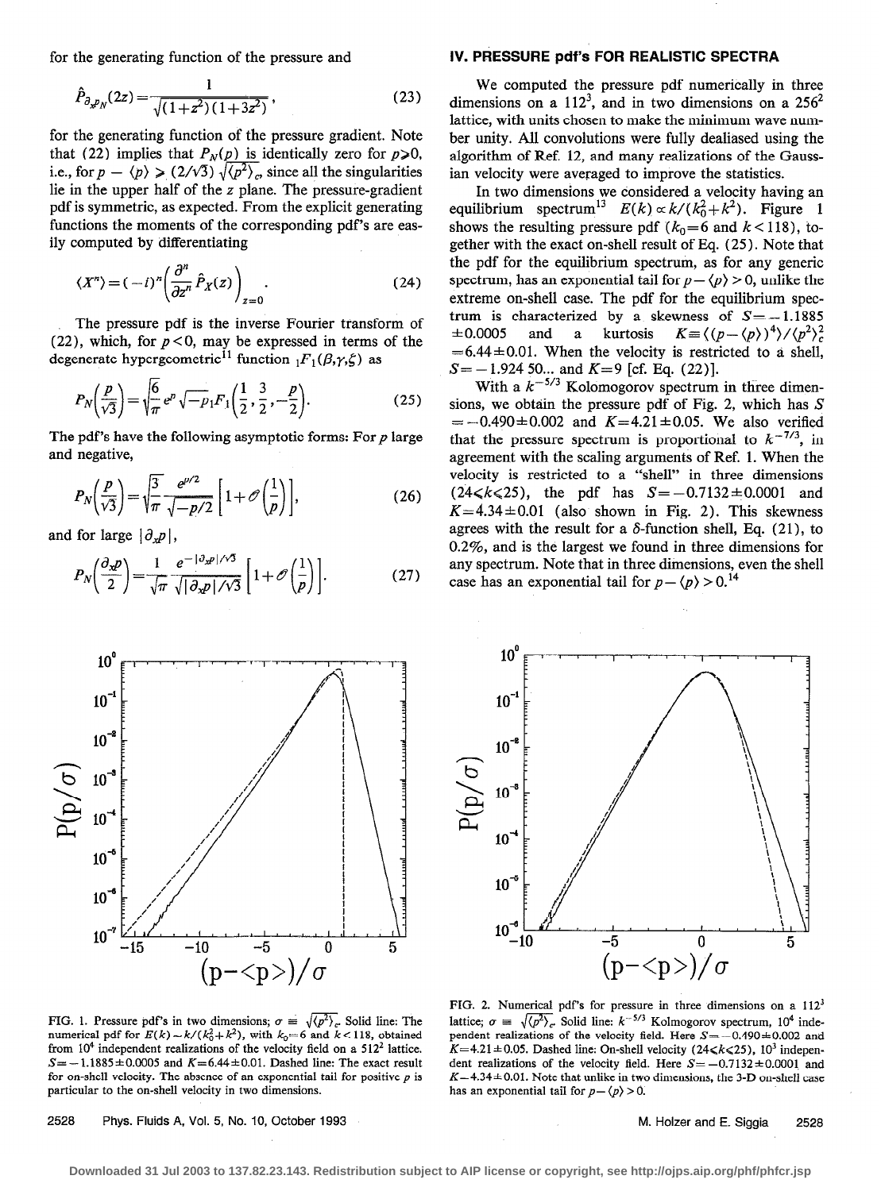for the generating function of the pressure and

$$\hat{P}_{\partial_x p_N}(2z) = \frac{1}{\sqrt{(1+z^2)(1+3z^2)}}, \tag{23}$$

for the generating function of the pressure gradient. Note that (22) implies that $P_N(p)$ is identically zero for $p \geqslant 0$, i.e., for $p - \langle p \rangle \geqslant (2/\sqrt{3}) \sqrt{\langle p^2 \rangle_c}$, since all the singularities lie in the upper half of the $z$ plane. The pressure-gradient pdf is symmetric, as expected. From the explicit generating functions the moments of the corresponding pdf's are easily computed by differentiating

$$\langle X^n \rangle = (-i)^n \left( \frac{\partial^n}{\partial z^n} \hat{P}_X(z) \right)_{z=0}. \tag{24}$$

The pressure pdf is the inverse Fourier transform of (22), which, for $p<0$, may be expressed in terms of the degenerate hypergeometric[11] function ${}_1F_1(\beta,\gamma,\xi)$ as

$$P_N\left(\frac{p}{\sqrt{3}}\right) = \sqrt{\frac{6}{\pi}} e^{p} \sqrt{-p}\, {}_1F_1\left(\frac{1}{2}, \frac{3}{2}, -\frac{p}{2}\right). \tag{25}$$

The pdf's have the following asymptotic forms: For $p$ large and negative,

$$P_N\left(\frac{p}{\sqrt{3}}\right) = \sqrt{\frac{3}{\pi}} \frac{e^{p/2}}{\sqrt{-p/2}} \left[1 + \mathcal{O}\left(\frac{1}{p}\right)\right], \tag{26}$$

and for large $|\partial_x p|$,

$$P_N\left(\frac{\partial_x p}{2}\right) = \frac{1}{\sqrt{\pi}} \frac{e^{-|\partial_x p|/\sqrt{3}}}{\sqrt{|\partial_x p|/\sqrt{3}}} \left[1 + \mathcal{O}\left(\frac{1}{p}\right)\right]. \tag{27}$$

## IV. PRESSURE pdf's FOR REALISTIC SPECTRA

We computed the pressure pdf numerically in three dimensions on a $112^3$, and in two dimensions on a $256^2$ lattice, with units chosen to make the minimum wave number unity. All convolutions were fully dealiased using the algorithm of Ref. 12, and many realizations of the Gaussian velocity were averaged to improve the statistics.

In two dimensions we considered a velocity having an equilibrium spectrum[13] $E(k) \propto k/(k_0^2 + k^2)$. Figure 1 shows the resulting pressure pdf ($k_0 = 6$ and $k < 118$), together with the exact on-shell result of Eq. (25). Note that the pdf for the equilibrium spectrum, as for any generic spectrum, has an exponential tail for $p - \langle p \rangle > 0$, unlike the extreme on-shell case. The pdf for the equilibrium spectrum is characterized by a skewness of $S = -1.1885 \pm 0.0005$ and a kurtosis $K \equiv \langle (p - \langle p \rangle)^4 \rangle / \langle p^2 \rangle_c^2 = 6.44 \pm 0.01$. When the velocity is restricted to a shell, $S = -1.924\,50...$ and $K = 9$ [cf. Eq. (22)].

With a $k^{-5/3}$ Kolomogorov spectrum in three dimensions, we obtain the pressure pdf of Fig. 2, which has $S = -0.490 \pm 0.002$ and $K = 4.21 \pm 0.05$. We also verified that the pressure spectrum is proportional to $k^{-7/3}$, in agreement with the scaling arguments of Ref. 1. When the velocity is restricted to a "shell" in three dimensions ($24 \leqslant k \leqslant 25$), the pdf has $S = -0.7132 \pm 0.0001$ and $K = 4.34 \pm 0.01$ (also shown in Fig. 2). This skewness agrees with the result for a $\delta$-function shell, Eq. (21), to 0.2%, and is the largest we found in three dimensions for any spectrum. Note that in three dimensions, even the shell case has an exponential tail for $p - \langle p \rangle > 0$.[14]

FIG. 1. Pressure pdf's in two dimensions; $\sigma \equiv \sqrt{\langle p^2 \rangle_c}$. Solid line: The numerical pdf for $E(k) \sim k/(k_0^2 + k^2)$, with $k_0 = 6$ and $k < 118$, obtained from $10^4$ independent realizations of the velocity field on a $512^2$ lattice. $S = -1.1885 \pm 0.0005$ and $K = 6.44 \pm 0.01$. Dashed line: The exact result for on-shell velocity. The absence of an exponential tail for positive $p$ is particular to the on-shell velocity in two dimensions.

FIG. 2. Numerical pdf's for pressure in three dimensions on a $112^3$ lattice; $\sigma \equiv \sqrt{\langle p^2 \rangle_c}$. Solid line: $k^{-5/3}$ Kolmogorov spectrum, $10^4$ independent realizations of the velocity field. Here $S = -0.490 \pm 0.002$ and $K = 4.21 \pm 0.05$. Dashed line: On-shell velocity ($24 \leqslant k \leqslant 25$), $10^3$ independent realizations of the velocity field. Here $S = -0.7132 \pm 0.0001$ and $K = 4.34 \pm 0.01$. Note that unlike in two dimensions, the 3-D on-shell case has an exponential tail for $p - \langle p \rangle > 0$.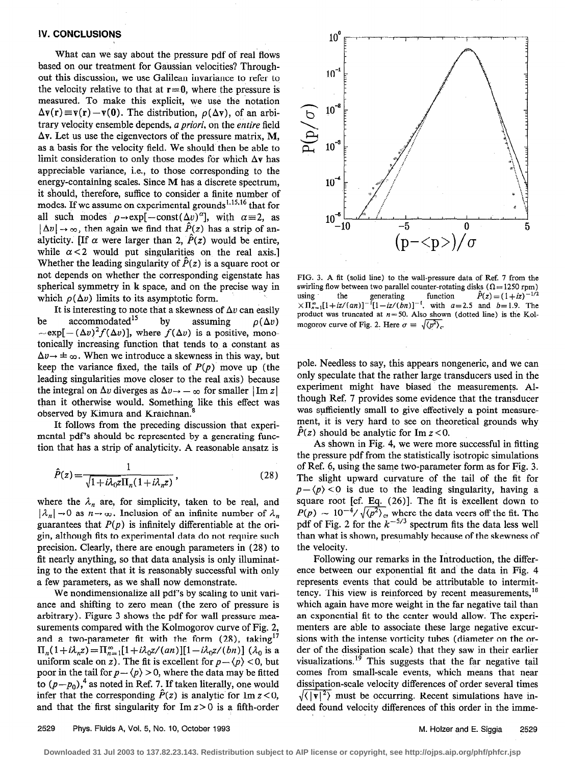## IV. CONCLUSIONS

What can we say about the pressure pdf of real flows based on our treatment for Gaussian velocities? Throughout this discussion, we use Galilean invariance to refer to the velocity relative to that at $\mathbf{r}=0$, where the pressure is measured. To make this explicit, we use the notation $\Delta\mathbf{v}(\mathbf{r}) \equiv \mathbf{v}(\mathbf{r}) - \mathbf{v}(\mathbf{0})$. The distribution, $\rho(\Delta\mathbf{v})$, of an arbitrary velocity ensemble depends, *a priori*, on the *entire* field $\Delta\mathbf{v}$. Let us use the eigenvectors of the pressure matrix, $\mathbf{M}$, as a basis for the velocity field. We should then be able to limit consideration to only those modes for which $\Delta\mathbf{v}$ has appreciable variance, i.e., to those corresponding to the energy-containing scales. Since $\mathbf{M}$ has a discrete spectrum, it should, therefore, suffice to consider a finite number of modes. If we assume on experimental grounds[1,15,16] that for all such modes $\rho \to \exp[-\text{const}(\Delta v)^\alpha]$, with $\alpha \equiv 2$, as $|\Delta v| \to \infty$, then again we find that $\hat{P}(z)$ has a strip of analyticity. [If $\alpha$ were larger than 2, $\hat{P}(z)$ would be entire, while $\alpha < 2$ would put singularities on the real axis.] Whether the leading singularity of $\hat{P}(z)$ is a square root or not depends on whether the corresponding eigenstate has spherical symmetry in k space, and on the precise way in which $\rho(\Delta v)$ limits to its asymptotic form.

It is interesting to note that a skewness of $\Delta v$ can easily be accommodated[15] by assuming $\rho(\Delta v) \sim \exp[-(\Delta v)^2 f(\Delta v)]$, where $f(\Delta v)$ is a positive, monotonically increasing function that tends to a constant as $\Delta v \to \pm\infty$. When we introduce a skewness in this way, but keep the variance fixed, the tails of $P(p)$ move up (the leading singularities move closer to the real axis) because the integral on $\Delta v$ diverges as $\Delta v \to -\infty$ for smaller $|\text{Im } z|$ than it otherwise would. Something like this effect was observed by Kimura and Kraichnan.[8]

It follows from the preceding discussion that experimental pdf's should be represented by a generating function that has a strip of analyticity. A reasonable ansatz is

$$\hat{P}(z) = \frac{1}{\sqrt{1+i\lambda_0 z}\,\Pi_n(1+i\lambda_n z)}, \tag{28}$$

where the $\lambda_n$ are, for simplicity, taken to be real, and $|\lambda_n| \to 0$ as $n \to \infty$. Inclusion of an infinite number of $\lambda_n$ guarantees that $P(p)$ is infinitely differentiable at the origin, although fits to experimental data do not require such precision. Clearly, there are enough parameters in (28) to fit nearly anything, so that data analysis is only illuminating to the extent that it is reasonably successful with only a few parameters, as we shall now demonstrate.

We nondimensionalize all pdf's by scaling to unit variance and shifting to zero mean (the zero of pressure is arbitrary). Figure 3 shows the pdf for wall pressure measurements compared with the Kolmogorov curve of Fig. 2, and a two-parameter fit with the form (28), taking[17] $\Pi_n(1+i\lambda_n z) = \Pi_{n=1}^\infty[1+i\lambda_0 z/(an)][1-i\lambda_0 z/(bn)]$ ($\lambda_0$ is a uniform scale on $z$). The fit is excellent for $p-\langle p\rangle < 0$, but poor in the tail for $p-\langle p\rangle > 0$, where the data may be fitted to $(p-p_0)$,[4] as noted in Ref. 7. If taken literally, one would infer that the corresponding $\hat{P}(z)$ is analytic for $\text{Im } z < 0$, and that the first singularity for $\text{Im } z > 0$ is a fifth-order pole. Needless to say, this appears nongeneric, and we can only speculate that the rather large transducers used in the experiment might have biased the measurements. Although Ref. 7 provides some evidence that the transducer was sufficiently small to give effectively a point measurement, it is very hard to see on theoretical grounds why $\hat{P}(z)$ should be analytic for $\text{Im } z < 0$.

FIG. 3. A fit (solid line) to the wall-pressure data of Ref. 7 from the swirling flow between two parallel counter-rotating disks ($\Omega = 1250$ rpm) using the generating function $\hat{P}(z) = (1+iz)^{-1/2} \times \Pi_{n=1}^\infty[1+iz/(an)]^{-1}[1-iz/(bn)]^{-1}$, with $a=2.5$ and $b=1.9$. The product was truncated at $n=50$. Also shown (dotted line) is the Kolmogorov curve of Fig. 2. Here $\sigma \equiv \sqrt{\langle p^2\rangle_c}$.

As shown in Fig. 4, we were more successful in fitting the pressure pdf from the statistically isotropic simulations of Ref. 6, using the same two-parameter form as for Fig. 3. The slight upward curvature of the tail of the fit for $p-\langle p\rangle < 0$ is due to the leading singularity, having a square root [cf. Eq. (26)]. The fit is excellent down to $P(p) \sim 10^{-4}/\sqrt{\langle p^2\rangle_c}$, where the data veers off the fit. The pdf of Fig. 2 for the $k^{-5/3}$ spectrum fits the data less well than what is shown, presumably because of the skewness of the velocity.

Following our remarks in the Introduction, the difference between our exponential fit and the data in Fig. 4 represents events that could be attributable to intermittency. This view is reinforced by recent measurements,[18] which again have more weight in the far negative tail than an exponential fit to the center would allow. The experimenters are able to associate these large negative excursions with the intense vorticity tubes (diameter on the order of the dissipation scale) that they saw in their earlier visualizations.[19] This suggests that the far negative tail comes from small-scale events, which means that near dissipation-scale velocity differences of order several times $\sqrt{\langle|\mathbf{v}|^2\rangle}$ must be occurring. Recent simulations have indeed found velocity differences of this order in the imme-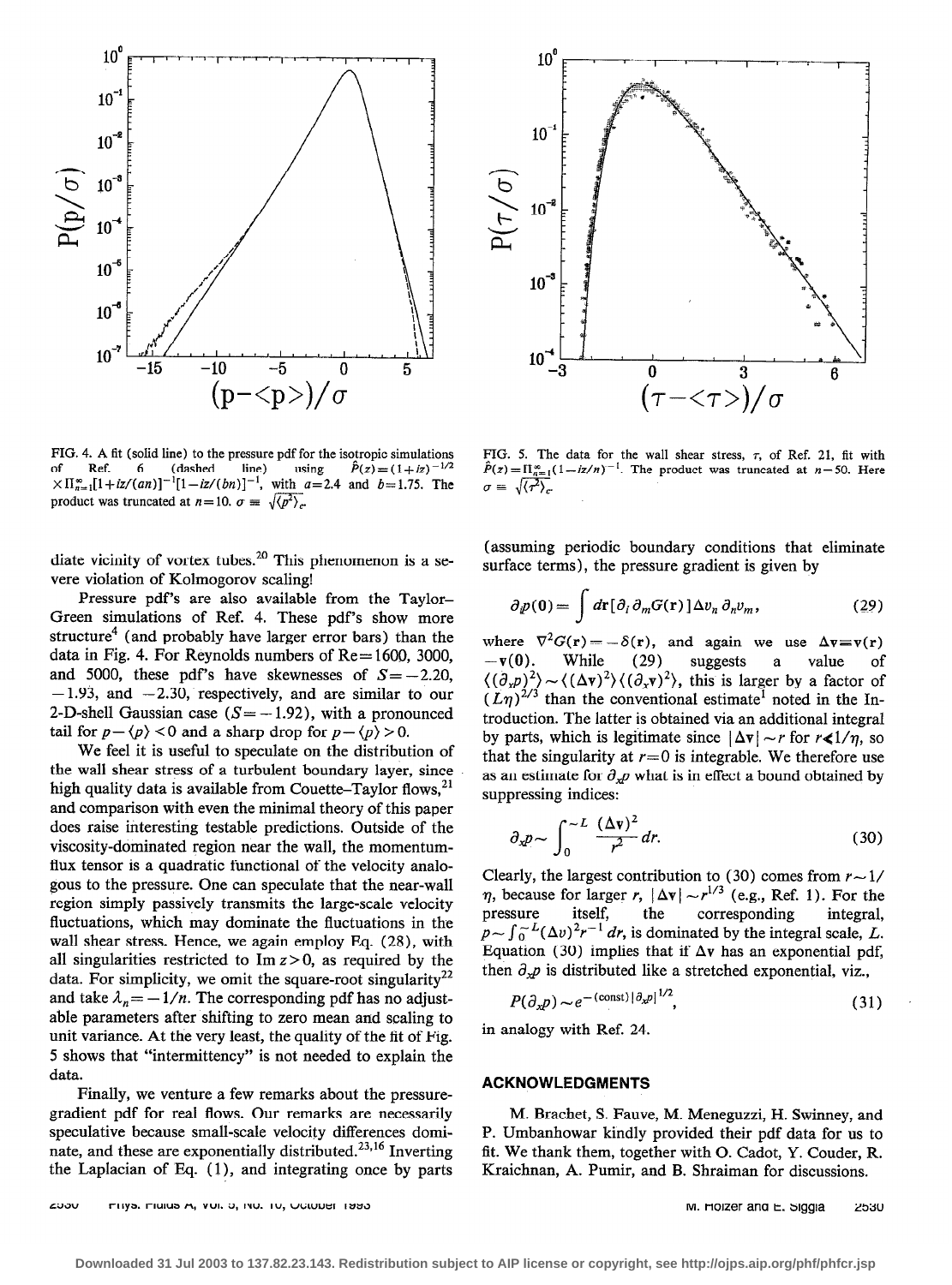FIG. 4. A fit (solid line) to the pressure pdf for the isotropic simulations of Ref. 6 (dashed line) using $\hat{P}(z)=(1+iz)^{-1/2} \times \Pi_{n=1}^{\infty}[1+iz/(an)]^{-1}[1-iz/(bn)]^{-1}$, with $a=2.4$ and $b=1.75$. The product was truncated at $n=10$. $\sigma \equiv \sqrt{\langle p^2 \rangle_c}$.

FIG. 5. The data for the wall shear stress, $\tau$, of Ref. 21, fit with $\hat{P}(z)=\Pi_{n=1}^{\infty}(1-iz/n)^{-1}$. The product was truncated at $n=50$. Here $\sigma \equiv \sqrt{\langle \tau^2 \rangle_c}$.

diate vicinity of vortex tubes.[20] This phenomenon is a severe violation of Kolmogorov scaling!

Pressure pdf's are also available from the Taylor–Green simulations of Ref. 4. These pdf's show more structure[4] (and probably have larger error bars) than the data in Fig. 4. For Reynolds numbers of Re=1600, 3000, and 5000, these pdf's have skewnesses of $S=-2.20$, $-1.93$, and $-2.30$, respectively, and are similar to our 2-D-shell Gaussian case ($S=-1.92$), with a pronounced tail for $p-\langle p \rangle <0$ and a sharp drop for $p-\langle p \rangle >0$.

We feel it is useful to speculate on the distribution of the wall shear stress of a turbulent boundary layer, since high quality data is available from Couette–Taylor flows,[21] and comparison with even the minimal theory of this paper does raise interesting testable predictions. Outside of the viscosity-dominated region near the wall, the momentum-flux tensor is a quadratic functional of the velocity analogous to the pressure. One can speculate that the near-wall region simply passively transmits the large-scale velocity fluctuations, which may dominate the fluctuations in the wall shear stress. Hence, we again employ Eq. (28), with all singularities restricted to Im $z>0$, as required by the data. For simplicity, we omit the square-root singularity[22] and take $\lambda_n=-1/n$. The corresponding pdf has no adjustable parameters after shifting to zero mean and scaling to unit variance. At the very least, the quality of the fit of Fig. 5 shows that "intermittency" is not needed to explain the data.

Finally, we venture a few remarks about the pressure-gradient pdf for real flows. Our remarks are necessarily speculative because small-scale velocity differences dominate, and these are exponentially distributed.[23,16] Inverting the Laplacian of Eq. (1), and integrating once by parts (assuming periodic boundary conditions that eliminate surface terms), the pressure gradient is given by

$$\partial_i p(\mathbf{0})=\int d\mathbf{r}[\partial_i \partial_m G(\mathbf{r})]\Delta v_n \partial_n v_m, \tag{29}$$

where $\nabla^2 G(\mathbf{r})=-\delta(\mathbf{r})$, and again we use $\Delta \mathbf{v} \equiv \mathbf{v}(\mathbf{r})-\mathbf{v}(\mathbf{0})$. While (29) suggests a value of $\langle(\partial_x p)^2\rangle \sim \langle(\Delta \mathbf{v})^2\rangle\langle(\partial_x \mathbf{v})^2\rangle$, this is larger by a factor of $(L\eta)^{2/3}$ than the conventional estimate[1] noted in the Introduction. The latter is obtained via an additional integral by parts, which is legitimate since $|\Delta \mathbf{v}| \sim r$ for $r \ll 1/\eta$, so that the singularity at $r=0$ is integrable. We therefore use as an estimate for $\partial_x p$ what is in effect a bound obtained by suppressing indices:

$$\partial_x p \sim \int_0^{\sim L} \frac{(\Delta \mathbf{v})^2}{r^2}\, dr. \tag{30}$$

Clearly, the largest contribution to (30) comes from $r \sim 1/\eta$, because for larger $r$, $|\Delta \mathbf{v}| \sim r^{1/3}$ (e.g., Ref. 1). For the pressure itself, the corresponding integral, $p \sim \int_0^{\sim L} (\Delta v)^2 r^{-1}\, dr$, is dominated by the integral scale, $L$. Equation (30) implies that if $\Delta \mathbf{v}$ has an exponential pdf, then $\partial_x p$ is distributed like a stretched exponential, viz.,

$$P(\partial_x p) \sim e^{-(\text{const})|\partial_x p|^{1/2}}, \tag{31}$$

in analogy with Ref. 24.

## ACKNOWLEDGMENTS

M. Brachet, S. Fauve, M. Meneguzzi, H. Swinney, and P. Umbanhowar kindly provided their pdf data for us to fit. We thank them, together with O. Cadot, Y. Couder, R. Kraichnan, A. Pumir, and B. Shraiman for discussions.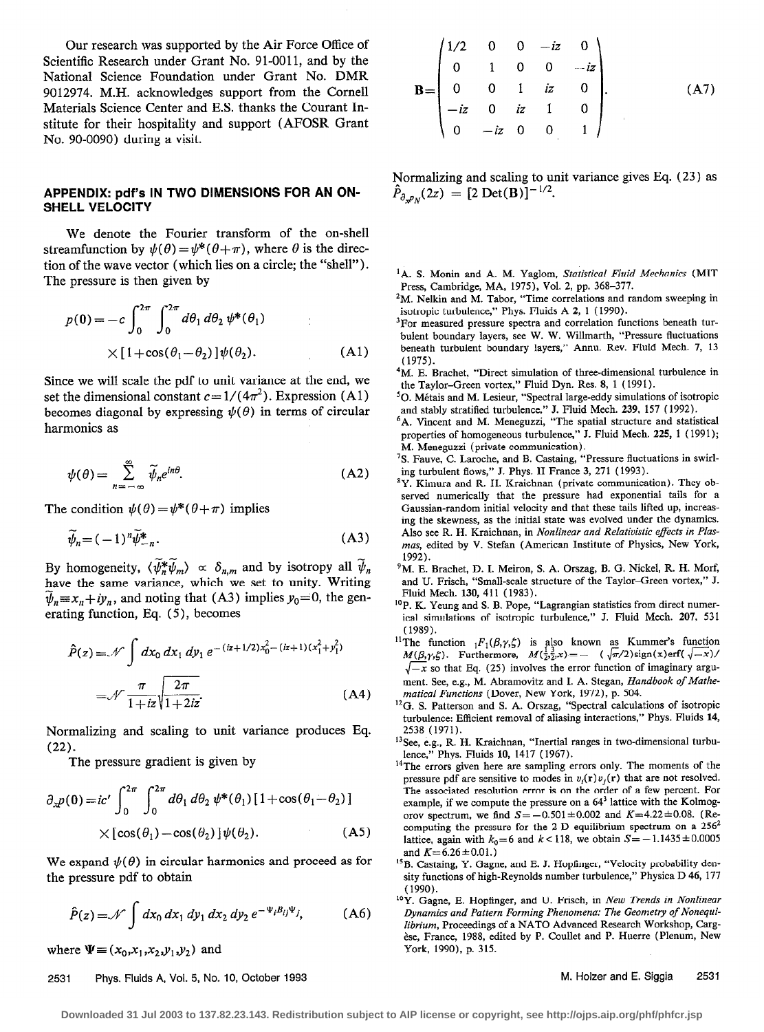Our research was supported by the Air Force Office of Scientific Research under Grant No. 91-0011, and by the National Science Foundation under Grant No. DMR 9012974. M.H. acknowledges support from the Cornell Materials Science Center and E.S. thanks the Courant Institute for their hospitality and support (AFOSR Grant No. 90-0090) during a visit.

## APPENDIX: pdf's IN TWO DIMENSIONS FOR AN ON-SHELL VELOCITY

We denote the Fourier transform of the on-shell streamfunction by $\psi(\theta)=\psi^*(\theta+\pi)$, where $\theta$ is the direction of the wave vector (which lies on a circle; the "shell"). The pressure is then given by

$$p(0)=-c\int_0^{2\pi}\int_0^{2\pi}d\theta_1\,d\theta_2\,\psi^*(\theta_1)\times[1+\cos(\theta_1-\theta_2)]\psi(\theta_2). \tag{A1}$$

Since we will scale the pdf to unit variance at the end, we set the dimensional constant $c=1/(4\pi^2)$. Expression (A1) becomes diagonal by expressing $\psi(\theta)$ in terms of circular harmonics as

$$\psi(\theta)=\sum_{n=-\infty}^{\infty}\tilde{\psi}_n e^{in\theta}. \tag{A2}$$

The condition $\psi(\theta)=\psi^*(\theta+\pi)$ implies

$$\tilde{\psi}_n=(-1)^n\tilde{\psi}^*_{-n}. \tag{A3}$$

By homogeneity, $\langle\tilde{\psi}^*_n\tilde{\psi}_m\rangle\propto\delta_{n,m}$ and by isotropy all $\tilde{\psi}_n$ have the same variance, which we set to unity. Writing $\tilde{\psi}_n\equiv x_n+iy_n$, and noting that (A3) implies $y_0=0$, the generating function, Eq. (5), becomes

$$\hat{P}(z)=\mathcal{N}\int dx_0\,dx_1\,dy_1\,e^{-(iz+1/2)x_0^2-(iz+1)(x_1^2+y_1^2)}=\mathcal{N}\frac{\pi}{1+iz}\sqrt{\frac{2\pi}{1+2iz}}. \tag{A4}$$

Normalizing and scaling to unit variance produces Eq. (22).

The pressure gradient is given by

$$\partial_x p(0)=ic'\int_0^{2\pi}\int_0^{2\pi}d\theta_1\,d\theta_2\,\psi^*(\theta_1)[1+\cos(\theta_1-\theta_2)]\times[\cos(\theta_1)-\cos(\theta_2)]\psi(\theta_2). \tag{A5}$$

We expand $\psi(\theta)$ in circular harmonics and proceed as for the pressure pdf to obtain

$$\hat{P}(z)=\mathcal{N}\int dx_0\,dx_1\,dy_1\,dx_2\,dy_2\,e^{-\Psi_i B_{ij}\Psi_j}, \tag{A6}$$

where $\Psi\equiv(x_0,x_1,x_2,y_1,y_2)$ and

$$\mathbf{B}=\begin{pmatrix}1/2 & 0 & 0 & -iz & 0\\ 0 & 1 & 0 & 0 & -iz\\ 0 & 0 & 1 & iz & 0\\ -iz & 0 & iz & 1 & 0\\ 0 & -iz & 0 & 0 & 1\end{pmatrix}. \tag{A7}$$

Normalizing and scaling to unit variance gives Eq. (23) as $\hat{P}_{\partial_x p_N}(2z)=[2\,\mathrm{Det}(\mathbf{B})]^{-1/2}$.

---

[1] A. S. Monin and A. M. Yaglom, *Statistical Fluid Mechanics* (MIT Press, Cambridge, MA, 1975), Vol. 2, pp. 368–377.

[2] M. Nelkin and M. Tabor, "Time correlations and random sweeping in isotropic turbulence," Phys. Fluids A **2**, 1 (1990).

[3] For measured pressure spectra and correlation functions beneath turbulent boundary layers, see W. W. Willmarth, "Pressure fluctuations beneath turbulent boundary layers," Annu. Rev. Fluid Mech. **7**, 13 (1975).

[4] M. E. Brachet, "Direct simulation of three-dimensional turbulence in the Taylor–Green vortex," Fluid Dyn. Res. **8**, 1 (1991).

[5] O. Métais and M. Lesieur, "Spectral large-eddy simulations of isotropic and stably stratified turbulence," J. Fluid Mech. **239**, 157 (1992).

[6] A. Vincent and M. Meneguzzi, "The spatial structure and statistical properties of homogeneous turbulence," J. Fluid Mech. **225**, 1 (1991); M. Meneguzzi (private communication).

[7] S. Fauve, C. Laroche, and B. Castaing, "Pressure fluctuations in swirling turbulent flows," J. Phys. II France **3**, 271 (1993).

[8] Y. Kimura and R. H. Kraichnan (private communication). They observed numerically that the pressure had exponential tails for a Gaussian-random initial velocity and that these tails lifted up, increasing the skewness, as the initial state was evolved under the dynamics. Also see R. H. Kraichnan, in *Nonlinear and Relativistic effects in Plasmas*, edited by V. Stefan (American Institute of Physics, New York, 1992).

[9] M. E. Brachet, D. I. Meiron, S. A. Orszag, B. G. Nickel, R. H. Morf, and U. Frisch, "Small-scale structure of the Taylor–Green vortex," J. Fluid Mech. **130**, 411 (1983).

[10] P. K. Yeung and S. B. Pope, "Lagrangian statistics from direct numerical simulations of isotropic turbulence," J. Fluid Mech. **207**, 531 (1989).

[11] The function ${}_1F_1(\beta,\gamma,\zeta)$ is also known as Kummer's function $M(\beta,\gamma,\zeta)$. Furthermore, $M(\frac{1}{2},\frac{3}{2},x)=-(\sqrt{\pi}/2)\mathrm{sign}(x)\mathrm{erf}(\sqrt{-x})/\sqrt{-x}$ so that Eq. (25) involves the error function of imaginary argument. See, e.g., M. Abramovitz and I. A. Stegan, *Handbook of Mathematical Functions* (Dover, New York, 1972), p. 504.

[12] G. S. Patterson and S. A. Orszag, "Spectral calculations of isotropic turbulence: Efficient removal of aliasing interactions," Phys. Fluids **14**, 2538 (1971).

[13] See, e.g., R. H. Kraichnan, "Inertial ranges in two-dimensional turbulence," Phys. Fluids **10**, 1417 (1967).

[14] The errors given here are sampling errors only. The moments of the pressure pdf are sensitive to modes in $v_i(\mathbf{r})v_j(\mathbf{r})$ that are not resolved. The associated resolution error is on the order of a few percent. For example, if we compute the pressure on a $64^3$ lattice with the Kolmogorov spectrum, we find $S=-0.501\pm0.002$ and $K=4.22\pm0.08$. (Recomputing the pressure for the 2 D equilibrium spectrum on a $256^2$ lattice, again with $k_0=6$ and $k<118$, we obtain $S=-1.1435\pm0.0005$ and $K=6.26\pm0.01$.)

[15] B. Castaing, Y. Gagne, and E. J. Hopfinger, "Velocity probability density functions of high-Reynolds number turbulence," Physica D **46**, 177 (1990).

[16] Y. Gagne, E. Hopfinger, and U. Frisch, in *New Trends in Nonlinear Dynamics and Pattern Forming Phenomena: The Geometry of Nonequilibrium*, Proceedings of a NATO Advanced Research Workshop, Cargèse, France, 1988, edited by P. Coullet and P. Huerre (Plenum, New York, 1990), p. 315.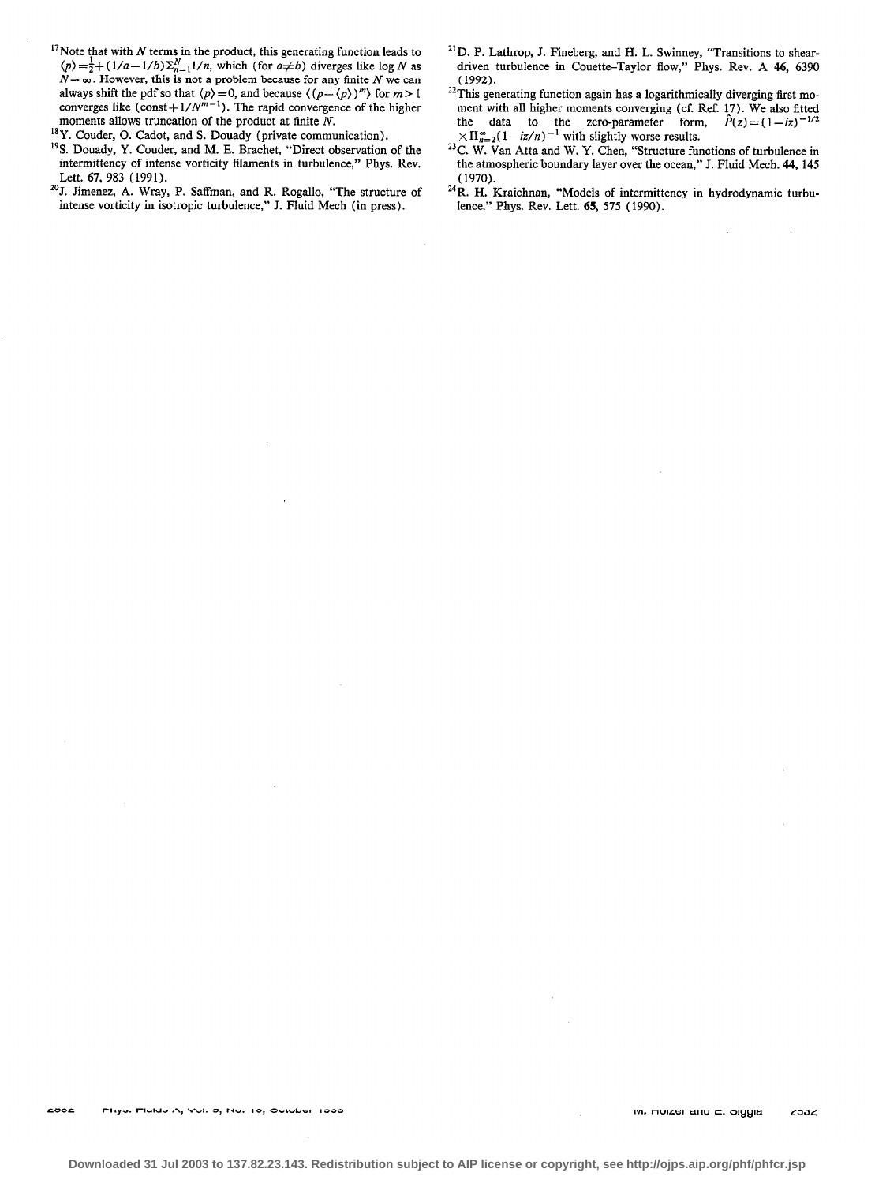[17]Note that with $N$ terms in the product, this generating function leads to $\langle p \rangle = \frac{1}{2} + (1/a - 1/b)\Sigma_{n=1}^{N} 1/n$, which (for $a \neq b$) diverges like $\log N$ as $N \to \infty$. However, this is not a problem because for any finite $N$ we can always shift the pdf so that $\langle p \rangle = 0$, and because $\langle (p - \langle p \rangle)^m \rangle$ for $m > 1$ converges like $(\text{const} + 1/N^{m-1})$. The rapid convergence of the higher moments allows truncation of the product at finite $N$.

[18]Y. Couder, O. Cadot, and S. Douady (private communication).

[19]S. Douady, Y. Couder, and M. E. Brachet, "Direct observation of the intermittency of intense vorticity filaments in turbulence," Phys. Rev. Lett. **67**, 983 (1991).

[20]J. Jimenez, A. Wray, P. Saffman, and R. Rogallo, "The structure of intense vorticity in isotropic turbulence," J. Fluid Mech (in press).

[21]D. P. Lathrop, J. Fineberg, and H. L. Swinney, "Transitions to shear-driven turbulence in Couette–Taylor flow," Phys. Rev. A **46**, 6390 (1992).

[22]This generating function again has a logarithmically diverging first moment with all higher moments converging (cf. Ref. 17). We also fitted the data to the zero-parameter form, $\hat{P}(z) = (1 - iz)^{-1/2} \times \Pi_{n=2}^{\infty}(1 - iz/n)^{-1}$ with slightly worse results.

[23]C. W. Van Atta and W. Y. Chen, "Structure functions of turbulence in the atmospheric boundary layer over the ocean," J. Fluid Mech. **44**, 145 (1970).

[24]R. H. Kraichnan, "Models of intermittency in hydrodynamic turbulence," Phys. Rev. Lett. **65**, 575 (1990).